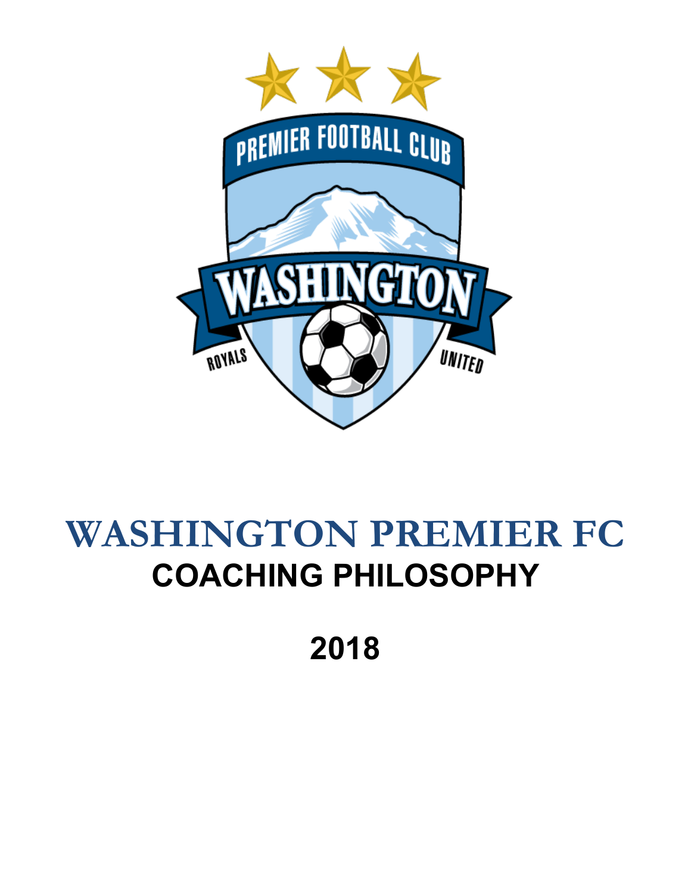# WASHINGTON PREMIER FC

## COACHING PHILOSOPHY

## 2018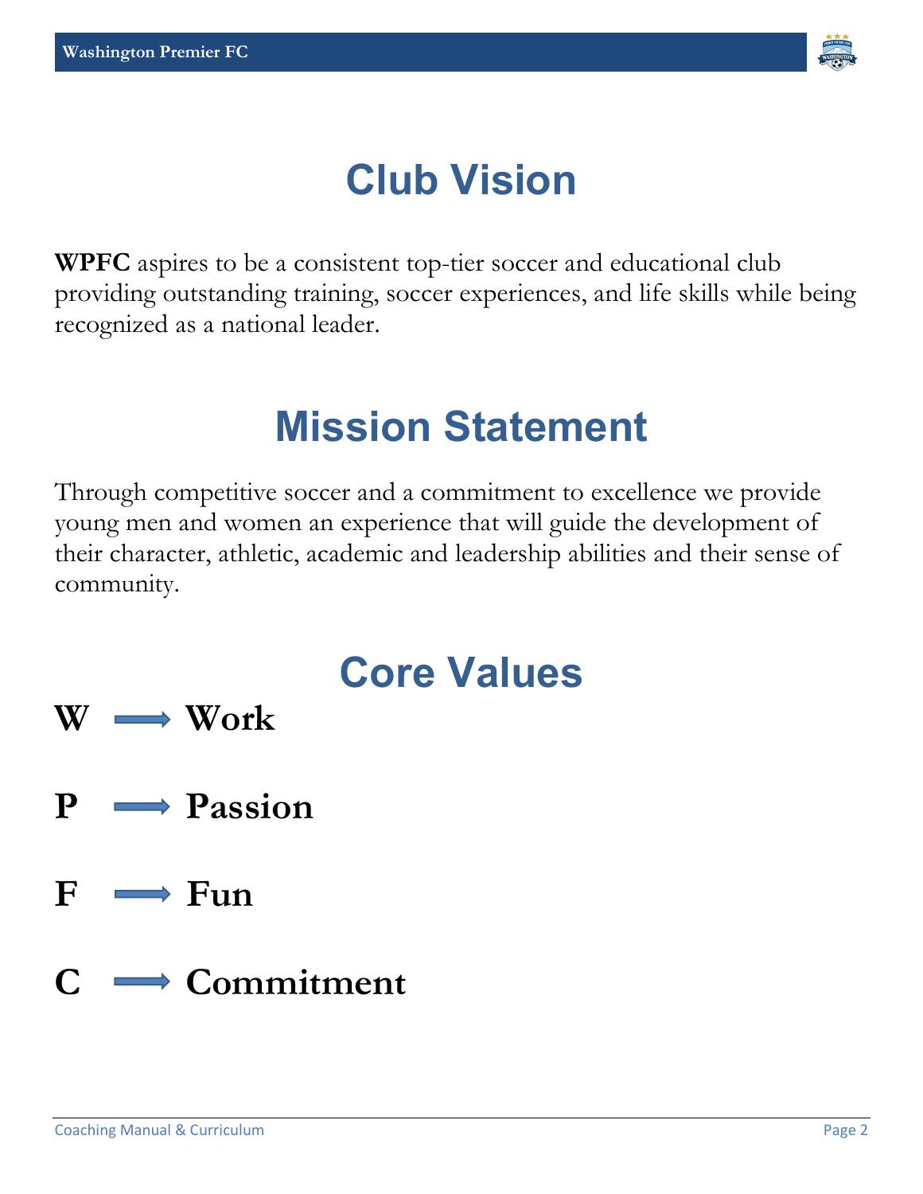# Club Vision

**WPFC** aspires to be a consistent top-tier soccer and educational club providing outstanding training, soccer experiences, and life skills while being recognized as a national leader.

# Mission Statement

Through competitive soccer and a commitment to excellence we provide young men and women an experience that will guide the development of their character, athletic, academic and leadership abilities and their sense of community.

# Core Values

**W** ⟶ **Work**

**P** ⟶ **Passion**

**F** ⟶ **Fun**

**C** ⟶ **Commitment**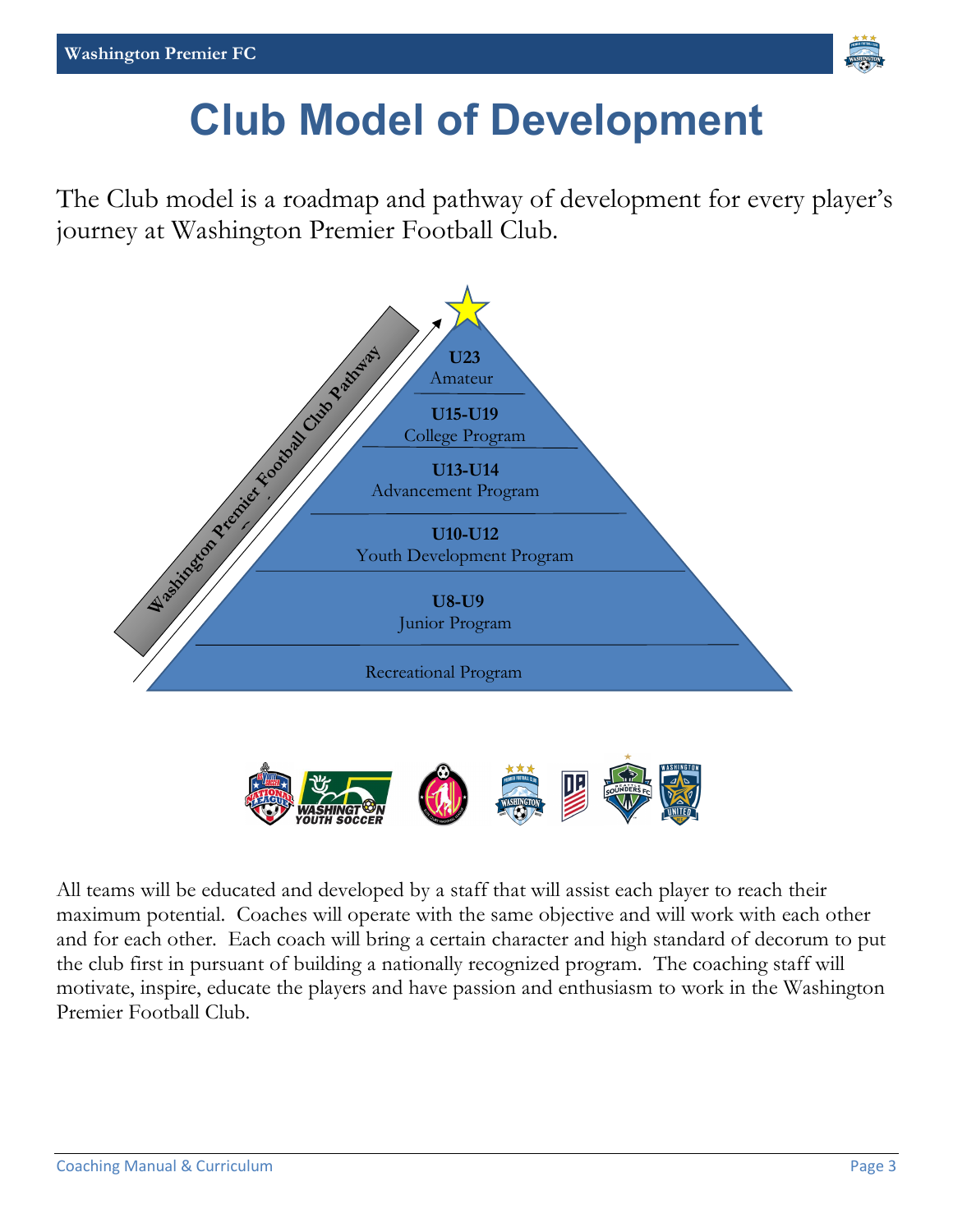# Club Model of Development

The Club model is a roadmap and pathway of development for every player's journey at Washington Premier Football Club.

Washington Premier Football Club Pathway

**U23**
Amateur

**U15-U19**
College Program

**U13-U14**
Advancement Program

**U10-U12**
Youth Development Program

**U8-U9**
Junior Program

Recreational Program

All teams will be educated and developed by a staff that will assist each player to reach their maximum potential. Coaches will operate with the same objective and will work with each other and for each other. Each coach will bring a certain character and high standard of decorum to put the club first in pursuant of building a nationally recognized program. The coaching staff will motivate, inspire, educate the players and have passion and enthusiasm to work in the Washington Premier Football Club.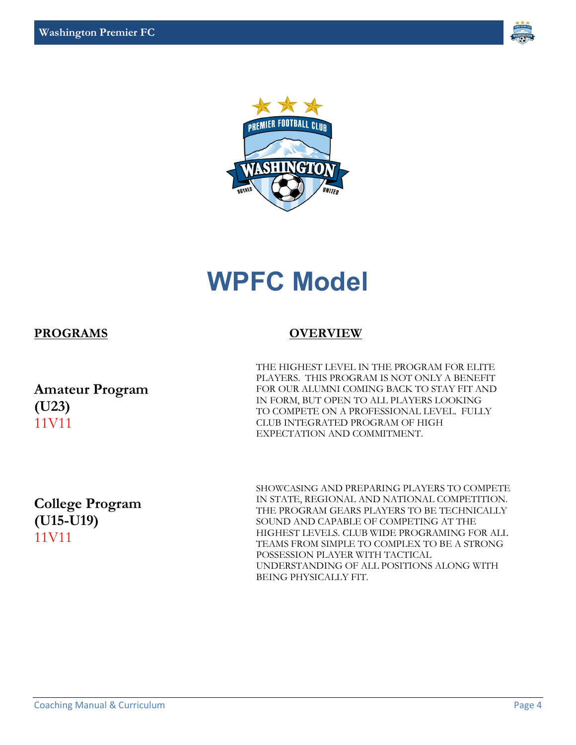# WPFC Model

| **PROGRAMS** | **OVERVIEW** |
| --- | --- |
| **Amateur Program (U23)** 11V11 | THE HIGHEST LEVEL IN THE PROGRAM FOR ELITE PLAYERS. THIS PROGRAM IS NOT ONLY A BENEFIT FOR OUR ALUMNI COMING BACK TO STAY FIT AND IN FORM, BUT OPEN TO ALL PLAYERS LOOKING TO COMPETE ON A PROFESSIONAL LEVEL. FULLY CLUB INTEGRATED PROGRAM OF HIGH EXPECTATION AND COMMITMENT. |
| **College Program (U15-U19)** 11V11 | SHOWCASING AND PREPARING PLAYERS TO COMPETE IN STATE, REGIONAL AND NATIONAL COMPETITION. THE PROGRAM GEARS PLAYERS TO BE TECHNICALLY SOUND AND CAPABLE OF COMPETING AT THE HIGHEST LEVELS. CLUB WIDE PROGRAMING FOR ALL TEAMS FROM SIMPLE TO COMPLEX TO BE A STRONG POSSESSION PLAYER WITH TACTICAL UNDERSTANDING OF ALL POSITIONS ALONG WITH BEING PHYSICALLY FIT. |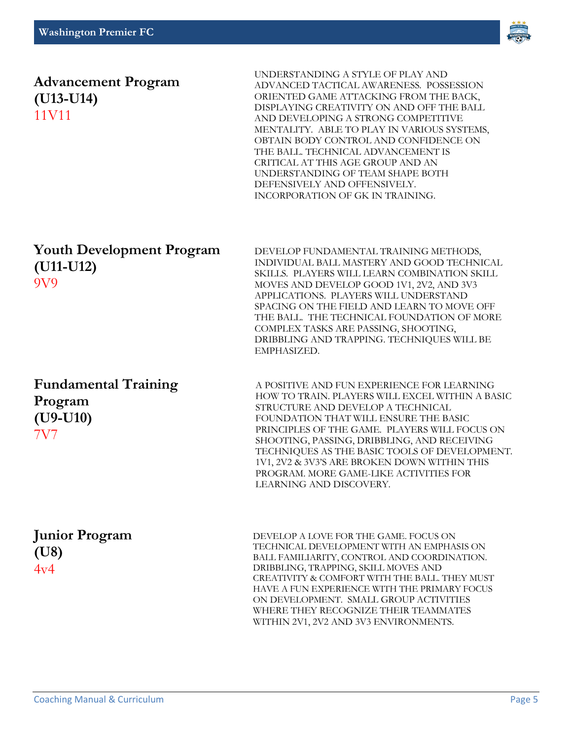## Advancement Program (U13-U14)

11V11

UNDERSTANDING A STYLE OF PLAY AND ADVANCED TACTICAL AWARENESS. POSSESSION ORIENTED GAME ATTACKING FROM THE BACK, DISPLAYING CREATIVITY ON AND OFF THE BALL AND DEVELOPING A STRONG COMPETITIVE MENTALITY. ABLE TO PLAY IN VARIOUS SYSTEMS, OBTAIN BODY CONTROL AND CONFIDENCE ON THE BALL. TECHNICAL ADVANCEMENT IS CRITICAL AT THIS AGE GROUP AND AN UNDERSTANDING OF TEAM SHAPE BOTH DEFENSIVELY AND OFFENSIVELY. INCORPORATION OF GK IN TRAINING.

## Youth Development Program (U11-U12)

9V9

DEVELOP FUNDAMENTAL TRAINING METHODS, INDIVIDUAL BALL MASTERY AND GOOD TECHNICAL SKILLS. PLAYERS WILL LEARN COMBINATION SKILL MOVES AND DEVELOP GOOD 1V1, 2V2, AND 3V3 APPLICATIONS. PLAYERS WILL UNDERSTAND SPACING ON THE FIELD AND LEARN TO MOVE OFF THE BALL. THE TECHNICAL FOUNDATION OF MORE COMPLEX TASKS ARE PASSING, SHOOTING, DRIBBLING AND TRAPPING. TECHNIQUES WILL BE EMPHASIZED.

## Fundamental Training Program (U9-U10)

7V7

A POSITIVE AND FUN EXPERIENCE FOR LEARNING HOW TO TRAIN. PLAYERS WILL EXCEL WITHIN A BASIC STRUCTURE AND DEVELOP A TECHNICAL FOUNDATION THAT WILL ENSURE THE BASIC PRINCIPLES OF THE GAME. PLAYERS WILL FOCUS ON SHOOTING, PASSING, DRIBBLING, AND RECEIVING TECHNIQUES AS THE BASIC TOOLS OF DEVELOPMENT. 1V1, 2V2 & 3V3'S ARE BROKEN DOWN WITHIN THIS PROGRAM. MORE GAME-LIKE ACTIVITIES FOR LEARNING AND DISCOVERY.

## Junior Program (U8)

4v4

DEVELOP A LOVE FOR THE GAME. FOCUS ON TECHNICAL DEVELOPMENT WITH AN EMPHASIS ON BALL FAMILIARITY, CONTROL AND COORDINATION. DRIBBLING, TRAPPING, SKILL MOVES AND CREATIVITY & COMFORT WITH THE BALL. THEY MUST HAVE A FUN EXPERIENCE WITH THE PRIMARY FOCUS ON DEVELOPMENT. SMALL GROUP ACTIVITIES WHERE THEY RECOGNIZE THEIR TEAMMATES WITHIN 2V1, 2V2 AND 3V3 ENVIRONMENTS.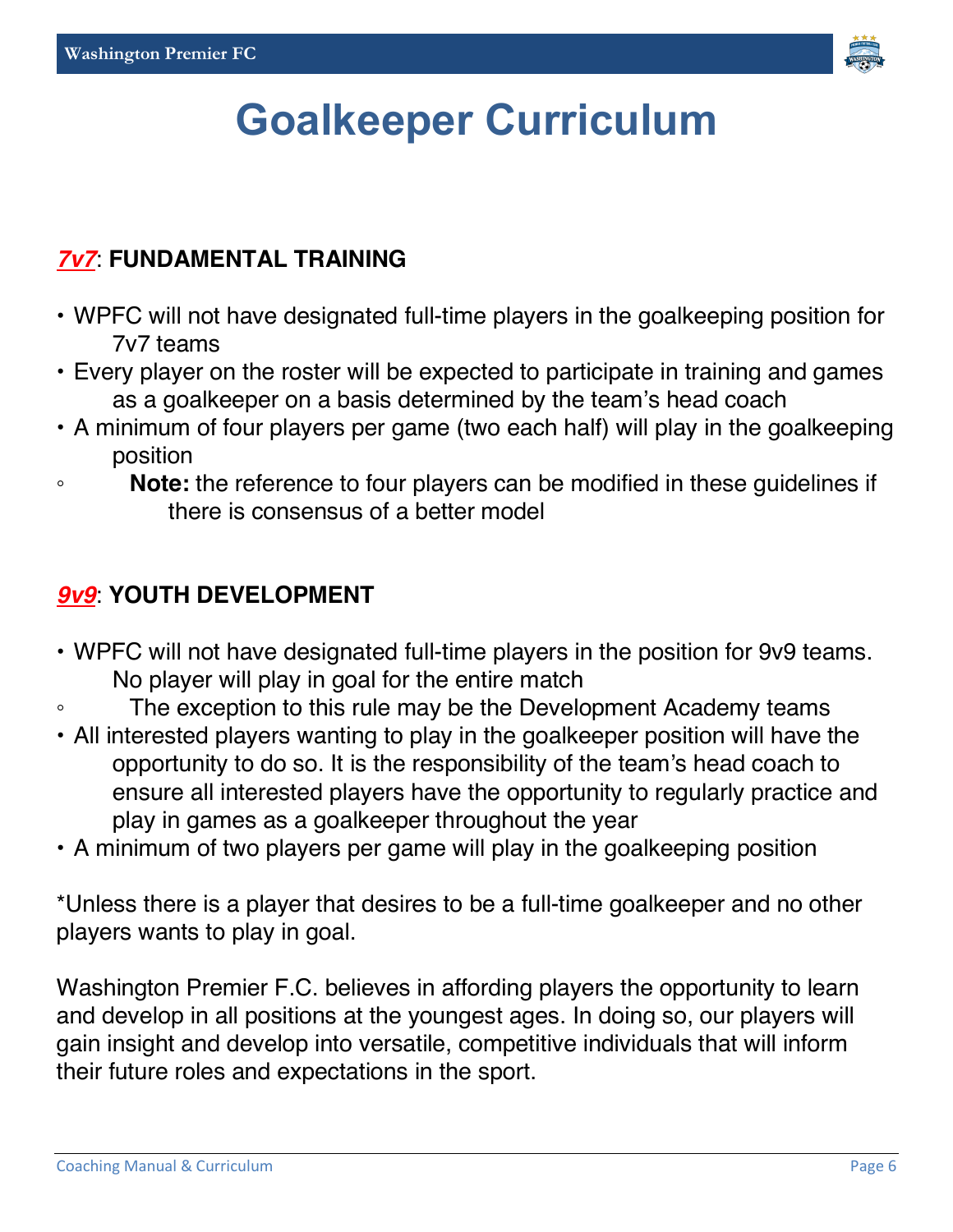# Goalkeeper Curriculum

## ***7v7***: **FUNDAMENTAL TRAINING**

- WPFC will not have designated full-time players in the goalkeeping position for 7v7 teams
- Every player on the roster will be expected to participate in training and games as a goalkeeper on a basis determined by the team's head coach
- A minimum of four players per game (two each half) will play in the goalkeeping position
    - **Note:** the reference to four players can be modified in these guidelines if there is consensus of a better model

## ***9v9***: **YOUTH DEVELOPMENT**

- WPFC will not have designated full-time players in the position for 9v9 teams. No player will play in goal for the entire match
    - The exception to this rule may be the Development Academy teams
- All interested players wanting to play in the goalkeeper position will have the opportunity to do so. It is the responsibility of the team's head coach to ensure all interested players have the opportunity to regularly practice and play in games as a goalkeeper throughout the year
- A minimum of two players per game will play in the goalkeeping position

*Unless there is a player that desires to be a full-time goalkeeper and no other players wants to play in goal.

Washington Premier F.C. believes in affording players the opportunity to learn and develop in all positions at the youngest ages. In doing so, our players will gain insight and develop into versatile, competitive individuals that will inform their future roles and expectations in the sport.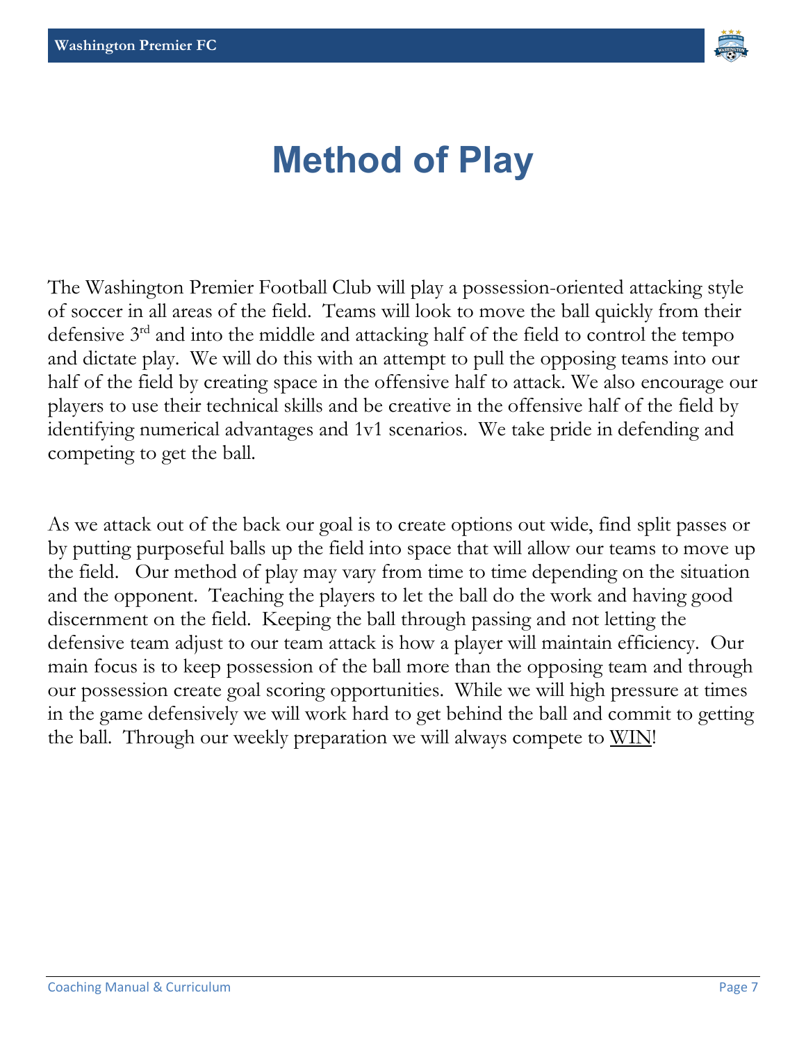# Method of Play

The Washington Premier Football Club will play a possession-oriented attacking style of soccer in all areas of the field. Teams will look to move the ball quickly from their defensive 3rd and into the middle and attacking half of the field to control the tempo and dictate play. We will do this with an attempt to pull the opposing teams into our half of the field by creating space in the offensive half to attack. We also encourage our players to use their technical skills and be creative in the offensive half of the field by identifying numerical advantages and 1v1 scenarios. We take pride in defending and competing to get the ball.

As we attack out of the back our goal is to create options out wide, find split passes or by putting purposeful balls up the field into space that will allow our teams to move up the field. Our method of play may vary from time to time depending on the situation and the opponent. Teaching the players to let the ball do the work and having good discernment on the field. Keeping the ball through passing and not letting the defensive team adjust to our team attack is how a player will maintain efficiency. Our main focus is to keep possession of the ball more than the opposing team and through our possession create goal scoring opportunities. While we will high pressure at times in the game defensively we will work hard to get behind the ball and commit to getting the ball. Through our weekly preparation we will always compete to WIN!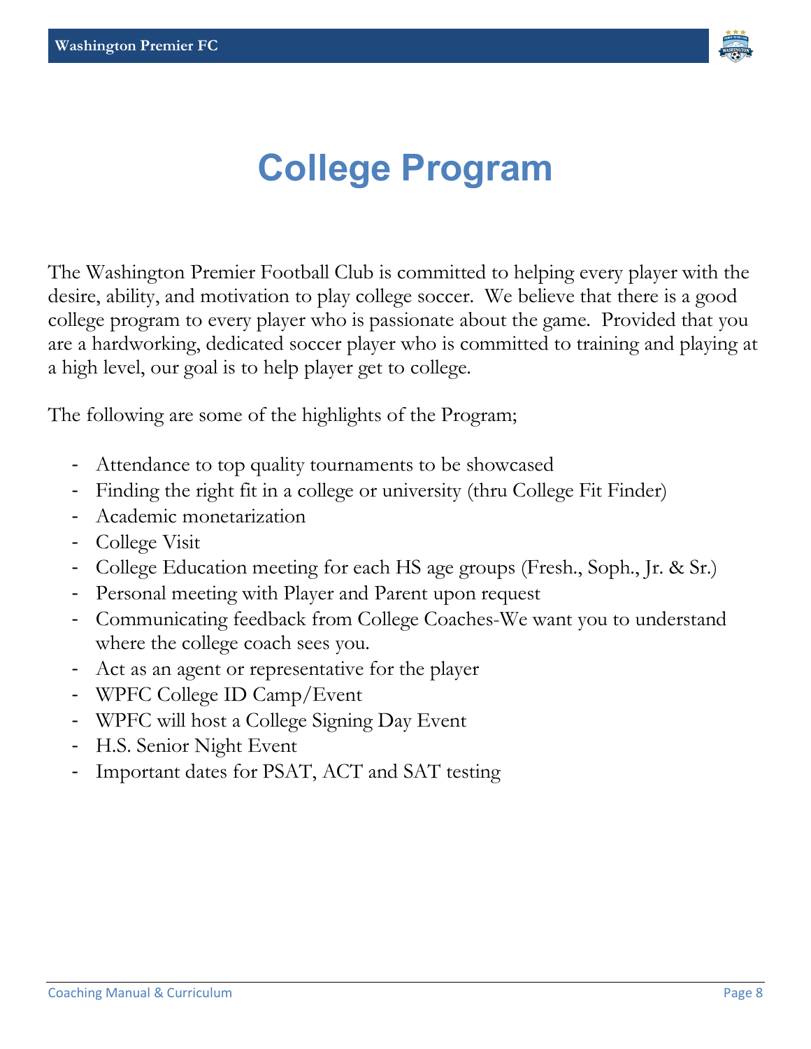# College Program

The Washington Premier Football Club is committed to helping every player with the desire, ability, and motivation to play college soccer. We believe that there is a good college program to every player who is passionate about the game. Provided that you are a hardworking, dedicated soccer player who is committed to training and playing at a high level, our goal is to help player get to college.

The following are some of the highlights of the Program;

- Attendance to top quality tournaments to be showcased
- Finding the right fit in a college or university (thru College Fit Finder)
- Academic monetarization
- College Visit
- College Education meeting for each HS age groups (Fresh., Soph., Jr. & Sr.)
- Personal meeting with Player and Parent upon request
- Communicating feedback from College Coaches-We want you to understand where the college coach sees you.
- Act as an agent or representative for the player
- WPFC College ID Camp/Event
- WPFC will host a College Signing Day Event
- H.S. Senior Night Event
- Important dates for PSAT, ACT and SAT testing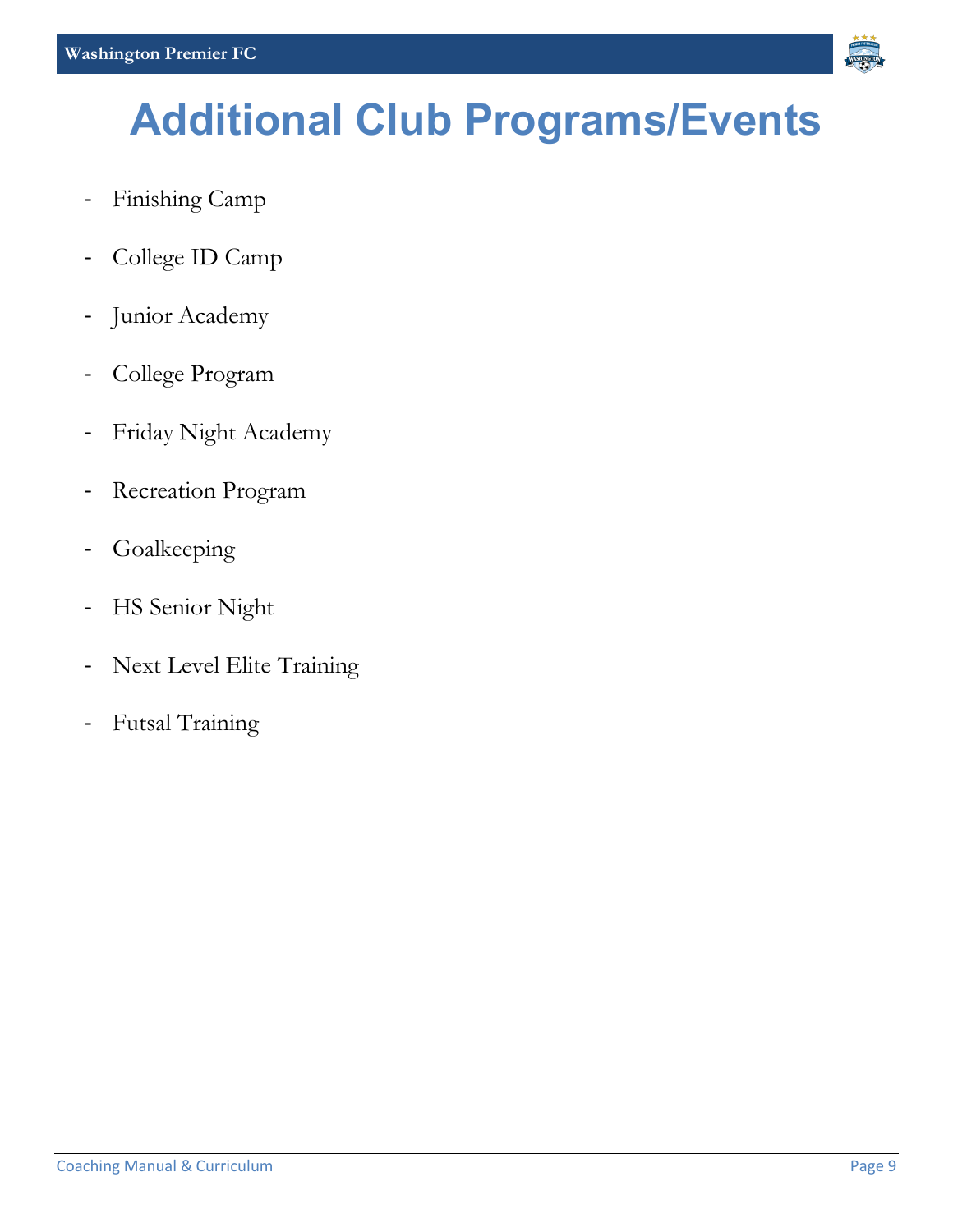# Additional Club Programs/Events

- Finishing Camp
- College ID Camp
- Junior Academy
- College Program
- Friday Night Academy
- Recreation Program
- Goalkeeping
- HS Senior Night
- Next Level Elite Training
- Futsal Training